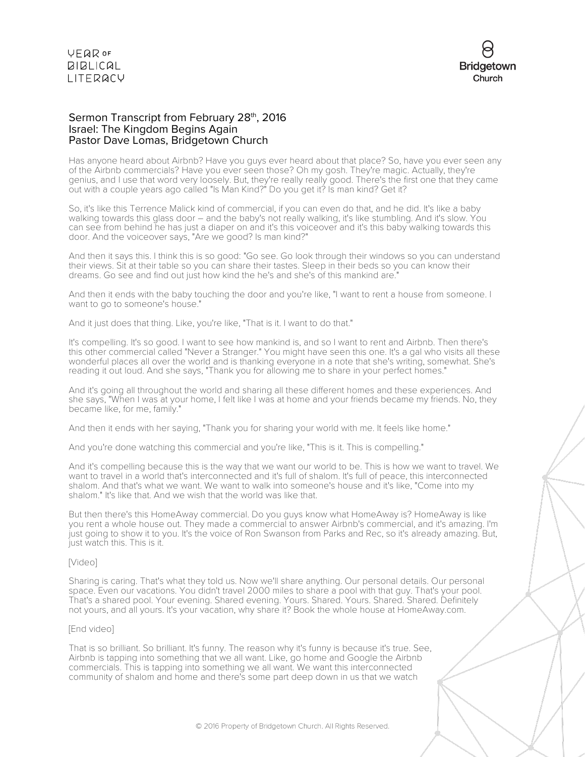## Sermon Transcript from February 28th, 2016
## Israel: The Kingdom Begins Again
## Pastor Dave Lomas, Bridgetown Church

Has anyone heard about Airbnb? Have you guys ever heard about that place? So, have you ever seen any of the Airbnb commercials? Have you ever seen those? Oh my gosh. They're magic. Actually, they're genius, and I use that word very loosely. But, they're really really good. There's the first one that they came out with a couple years ago called "Is Man Kind?" Do you get it? Is man kind? Get it?

So, it's like this Terrence Malick kind of commercial, if you can even do that, and he did. It's like a baby walking towards this glass door – and the baby's not really walking, it's like stumbling. And it's slow. You can see from behind he has just a diaper on and it's this voiceover and it's this baby walking towards this door. And the voiceover says, "Are we good? Is man kind?"

And then it says this. I think this is so good: "Go see. Go look through their windows so you can understand their views. Sit at their table so you can share their tastes. Sleep in their beds so you can know their dreams. Go see and find out just how kind the he's and she's of this mankind are."

And then it ends with the baby touching the door and you're like, "I want to rent a house from someone. I want to go to someone's house."

And it just does that thing. Like, you're like, "That is it. I want to do that."

It's compelling. It's so good. I want to see how mankind is, and so I want to rent and Airbnb. Then there's this other commercial called "Never a Stranger." You might have seen this one. It's a gal who visits all these wonderful places all over the world and is thanking everyone in a note that she's writing, somewhat. She's reading it out loud. And she says, "Thank you for allowing me to share in your perfect homes."

And it's going all throughout the world and sharing all these different homes and these experiences. And she says, "When I was at your home, I felt like I was at home and your friends became my friends. No, they became like, for me, family."

And then it ends with her saying, "Thank you for sharing your world with me. It feels like home."

And you're done watching this commercial and you're like, "This is it. This is compelling."

And it's compelling because this is the way that we want our world to be. This is how we want to travel. We want to travel in a world that's interconnected and it's full of shalom. It's full of peace, this interconnected shalom. And that's what we want. We want to walk into someone's house and it's like, "Come into my shalom." It's like that. And we wish that the world was like that.

But then there's this HomeAway commercial. Do you guys know what HomeAway is? HomeAway is like you rent a whole house out. They made a commercial to answer Airbnb's commercial, and it's amazing. I'm just going to show it to you. It's the voice of Ron Swanson from Parks and Rec, so it's already amazing. But, just watch this. This is it.

[Video]

Sharing is caring. That's what they told us. Now we'll share anything. Our personal details. Our personal space. Even our vacations. You didn't travel 2000 miles to share a pool with that guy. That's your pool. That's a shared pool. Your evening. Shared evening. Yours. Shared. Yours. Shared. Shared. Definitely not yours, and all yours. It's your vacation, why share it? Book the whole house at HomeAway.com.

[End video]

That is so brilliant. So brilliant. It's funny. The reason why it's funny is because it's true. See, Airbnb is tapping into something that we all want. Like, go home and Google the Airbnb commercials. This is tapping into something we all want. We want this interconnected community of shalom and home and there's some part deep down in us that we watch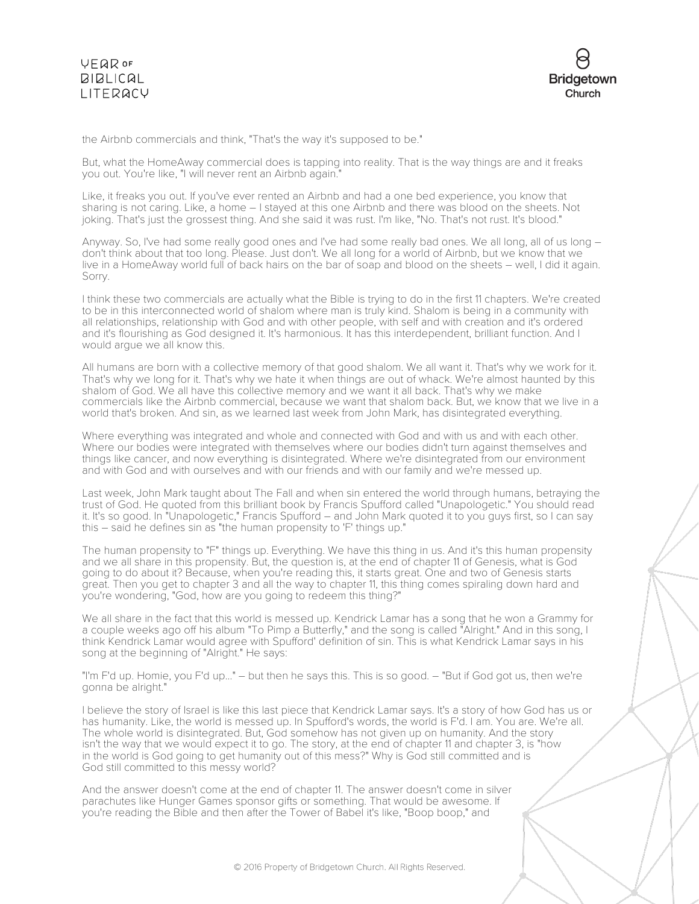the Airbnb commercials and think, "That's the way it's supposed to be."

But, what the HomeAway commercial does is tapping into reality. That is the way things are and it freaks you out. You're like, "I will never rent an Airbnb again."

Like, it freaks you out. If you've ever rented an Airbnb and had a one bed experience, you know that sharing is not caring. Like, a home – I stayed at this one Airbnb and there was blood on the sheets. Not joking. That's just the grossest thing. And she said it was rust. I'm like, "No. That's not rust. It's blood."

Anyway. So, I've had some really good ones and I've had some really bad ones. We all long, all of us long – don't think about that too long. Please. Just don't. We all long for a world of Airbnb, but we know that we live in a HomeAway world full of back hairs on the bar of soap and blood on the sheets – well, I did it again. Sorry.

I think these two commercials are actually what the Bible is trying to do in the first 11 chapters. We're created to be in this interconnected world of shalom where man is truly kind. Shalom is being in a community with all relationships, relationship with God and with other people, with self and with creation and it's ordered and it's flourishing as God designed it. It's harmonious. It has this interdependent, brilliant function. And I would argue we all know this.

All humans are born with a collective memory of that good shalom. We all want it. That's why we work for it. That's why we long for it. That's why we hate it when things are out of whack. We're almost haunted by this shalom of God. We all have this collective memory and we want it all back. That's why we make commercials like the Airbnb commercial, because we want that shalom back. But, we know that we live in a world that's broken. And sin, as we learned last week from John Mark, has disintegrated everything.

Where everything was integrated and whole and connected with God and with us and with each other. Where our bodies were integrated with themselves where our bodies didn't turn against themselves and things like cancer, and now everything is disintegrated. Where we're disintegrated from our environment and with God and with ourselves and with our friends and with our family and we're messed up.

Last week, John Mark taught about The Fall and when sin entered the world through humans, betraying the trust of God. He quoted from this brilliant book by Francis Spufford called "Unapologetic." You should read it. It's so good. In "Unapologetic," Francis Spufford – and John Mark quoted it to you guys first, so I can say this – said he defines sin as "the human propensity to 'F' things up."

The human propensity to "F" things up. Everything. We have this thing in us. And it's this human propensity and we all share in this propensity. But, the question is, at the end of chapter 11 of Genesis, what is God going to do about it? Because, when you're reading this, it starts great. One and two of Genesis starts great. Then you get to chapter 3 and all the way to chapter 11, this thing comes spiraling down hard and you're wondering, "God, how are you going to redeem this thing?"

We all share in the fact that this world is messed up. Kendrick Lamar has a song that he won a Grammy for a couple weeks ago off his album "To Pimp a Butterfly," and the song is called "Alright." And in this song, I think Kendrick Lamar would agree with Spufford' definition of sin. This is what Kendrick Lamar says in his song at the beginning of "Alright." He says:

"I'm F'd up. Homie, you F'd up..." – but then he says this. This is so good. – "But if God got us, then we're gonna be alright."

I believe the story of Israel is like this last piece that Kendrick Lamar says. It's a story of how God has us or has humanity. Like, the world is messed up. In Spufford's words, the world is F'd. I am. You are. We're all. The whole world is disintegrated. But, God somehow has not given up on humanity. And the story isn't the way that we would expect it to go. The story, at the end of chapter 11 and chapter 3, is "how in the world is God going to get humanity out of this mess?" Why is God still committed and is God still committed to this messy world?

And the answer doesn't come at the end of chapter 11. The answer doesn't come in silver parachutes like Hunger Games sponsor gifts or something. That would be awesome. If you're reading the Bible and then after the Tower of Babel it's like, "Boop boop," and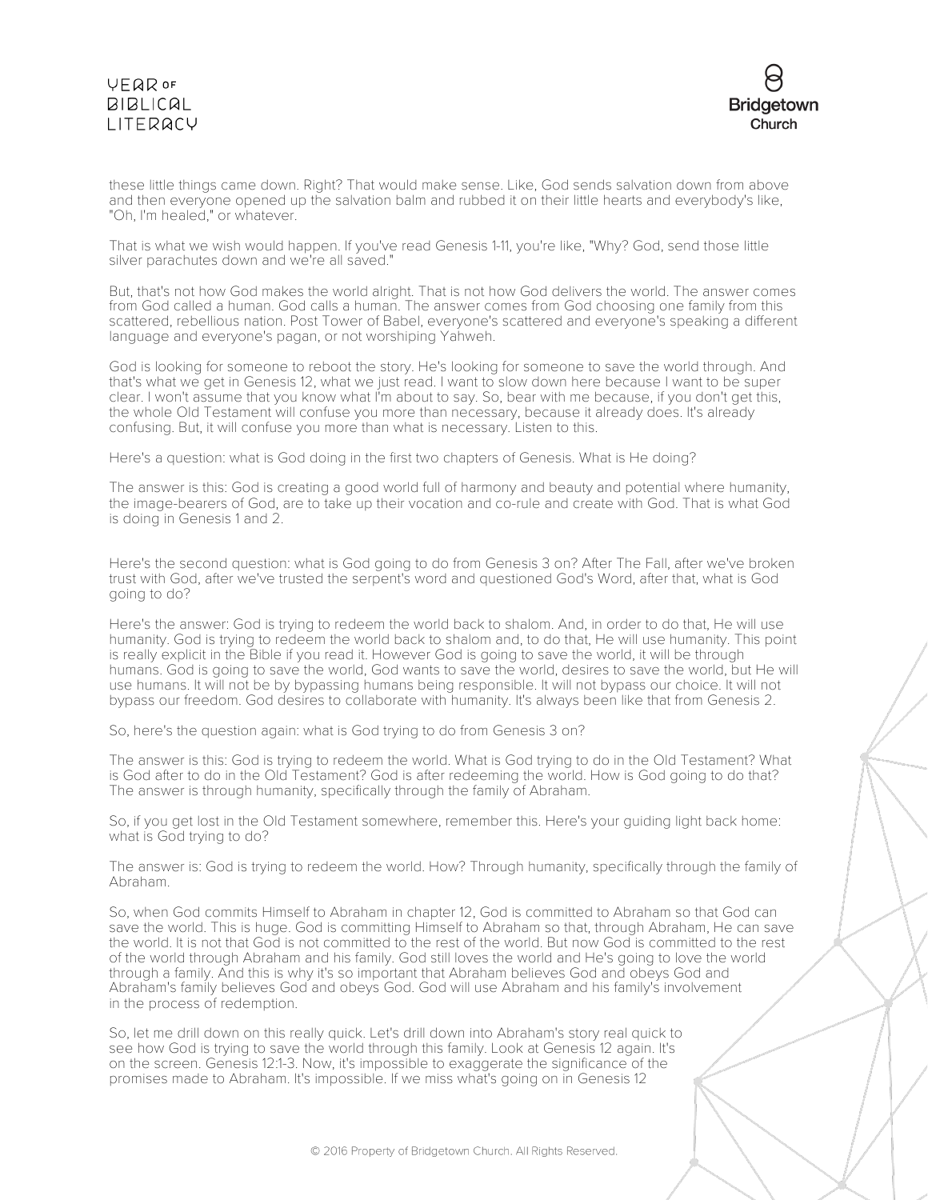these little things came down. Right? That would make sense. Like, God sends salvation down from above and then everyone opened up the salvation balm and rubbed it on their little hearts and everybody's like, "Oh, I'm healed," or whatever.

That is what we wish would happen. If you've read Genesis 1-11, you're like, "Why? God, send those little silver parachutes down and we're all saved."

But, that's not how God makes the world alright. That is not how God delivers the world. The answer comes from God called a human. God calls a human. The answer comes from God choosing one family from this scattered, rebellious nation. Post Tower of Babel, everyone's scattered and everyone's speaking a different language and everyone's pagan, or not worshiping Yahweh.

God is looking for someone to reboot the story. He's looking for someone to save the world through. And that's what we get in Genesis 12, what we just read. I want to slow down here because I want to be super clear. I won't assume that you know what I'm about to say. So, bear with me because, if you don't get this, the whole Old Testament will confuse you more than necessary, because it already does. It's already confusing. But, it will confuse you more than what is necessary. Listen to this.

Here's a question: what is God doing in the first two chapters of Genesis. What is He doing?

The answer is this: God is creating a good world full of harmony and beauty and potential where humanity, the image-bearers of God, are to take up their vocation and co-rule and create with God. That is what God is doing in Genesis 1 and 2.

Here's the second question: what is God going to do from Genesis 3 on? After The Fall, after we've broken trust with God, after we've trusted the serpent's word and questioned God's Word, after that, what is God going to do?

Here's the answer: God is trying to redeem the world back to shalom. And, in order to do that, He will use humanity. God is trying to redeem the world back to shalom and, to do that, He will use humanity. This point is really explicit in the Bible if you read it. However God is going to save the world, it will be through humans. God is going to save the world, God wants to save the world, desires to save the world, but He will use humans. It will not be by bypassing humans being responsible. It will not bypass our choice. It will not bypass our freedom. God desires to collaborate with humanity. It's always been like that from Genesis 2.

So, here's the question again: what is God trying to do from Genesis 3 on?

The answer is this: God is trying to redeem the world. What is God trying to do in the Old Testament? What is God after to do in the Old Testament? God is after redeeming the world. How is God going to do that? The answer is through humanity, specifically through the family of Abraham.

So, if you get lost in the Old Testament somewhere, remember this. Here's your guiding light back home: what is God trying to do?

The answer is: God is trying to redeem the world. How? Through humanity, specifically through the family of Abraham.

So, when God commits Himself to Abraham in chapter 12, God is committed to Abraham so that God can save the world. This is huge. God is committing Himself to Abraham so that, through Abraham, He can save the world. It is not that God is not committed to the rest of the world. But now God is committed to the rest of the world through Abraham and his family. God still loves the world and He's going to love the world through a family. And this is why it's so important that Abraham believes God and obeys God and Abraham's family believes God and obeys God. God will use Abraham and his family's involvement in the process of redemption.

So, let me drill down on this really quick. Let's drill down into Abraham's story real quick to see how God is trying to save the world through this family. Look at Genesis 12 again. It's on the screen. Genesis 12:1-3. Now, it's impossible to exaggerate the significance of the promises made to Abraham. It's impossible. If we miss what's going on in Genesis 12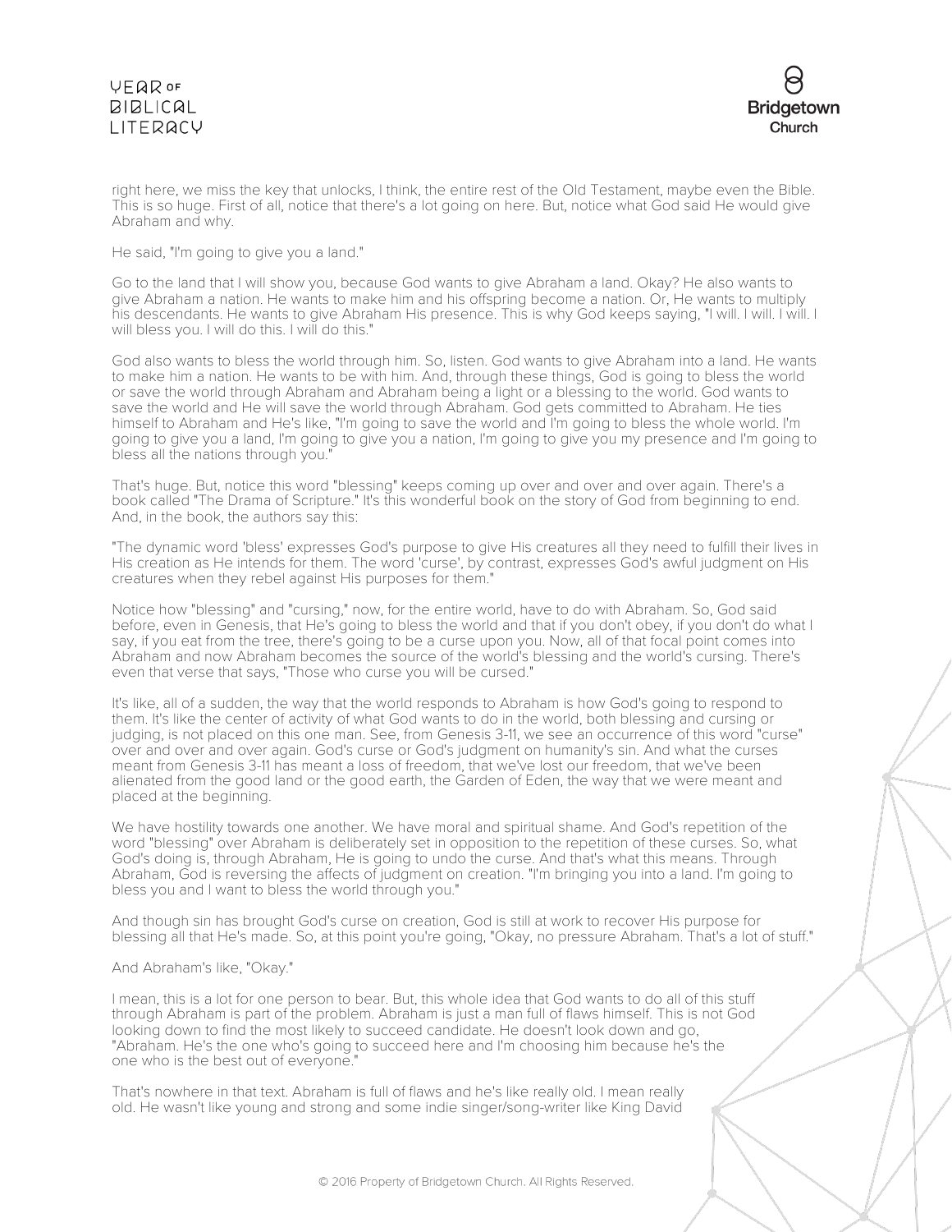right here, we miss the key that unlocks, I think, the entire rest of the Old Testament, maybe even the Bible. This is so huge. First of all, notice that there's a lot going on here. But, notice what God said He would give Abraham and why.

He said, "I'm going to give you a land."

Go to the land that I will show you, because God wants to give Abraham a land. Okay? He also wants to give Abraham a nation. He wants to make him and his offspring become a nation. Or, He wants to multiply his descendants. He wants to give Abraham His presence. This is why God keeps saying, "I will. I will. I will. I will bless you. I will do this. I will do this."

God also wants to bless the world through him. So, listen. God wants to give Abraham into a land. He wants to make him a nation. He wants to be with him. And, through these things, God is going to bless the world or save the world through Abraham and Abraham being a light or a blessing to the world. God wants to save the world and He will save the world through Abraham. God gets committed to Abraham. He ties himself to Abraham and He's like, "I'm going to save the world and I'm going to bless the whole world. I'm going to give you a land, I'm going to give you a nation, I'm going to give you my presence and I'm going to bless all the nations through you."

That's huge. But, notice this word "blessing" keeps coming up over and over and over again. There's a book called "The Drama of Scripture." It's this wonderful book on the story of God from beginning to end. And, in the book, the authors say this:

"The dynamic word 'bless' expresses God's purpose to give His creatures all they need to fulfill their lives in His creation as He intends for them. The word 'curse', by contrast, expresses God's awful judgment on His creatures when they rebel against His purposes for them."

Notice how "blessing" and "cursing," now, for the entire world, have to do with Abraham. So, God said before, even in Genesis, that He's going to bless the world and that if you don't obey, if you don't do what I say, if you eat from the tree, there's going to be a curse upon you. Now, all of that focal point comes into Abraham and now Abraham becomes the source of the world's blessing and the world's cursing. There's even that verse that says, "Those who curse you will be cursed."

It's like, all of a sudden, the way that the world responds to Abraham is how God's going to respond to them. It's like the center of activity of what God wants to do in the world, both blessing and cursing or judging, is not placed on this one man. See, from Genesis 3-11, we see an occurrence of this word "curse" over and over and over again. God's curse or God's judgment on humanity's sin. And what the curses meant from Genesis 3-11 has meant a loss of freedom, that we've lost our freedom, that we've been alienated from the good land or the good earth, the Garden of Eden, the way that we were meant and placed at the beginning.

We have hostility towards one another. We have moral and spiritual shame. And God's repetition of the word "blessing" over Abraham is deliberately set in opposition to the repetition of these curses. So, what God's doing is, through Abraham, He is going to undo the curse. And that's what this means. Through Abraham, God is reversing the affects of judgment on creation. "I'm bringing you into a land. I'm going to bless you and I want to bless the world through you."

And though sin has brought God's curse on creation, God is still at work to recover His purpose for blessing all that He's made. So, at this point you're going, "Okay, no pressure Abraham. That's a lot of stuff."

And Abraham's like, "Okay."

I mean, this is a lot for one person to bear. But, this whole idea that God wants to do all of this stuff through Abraham is part of the problem. Abraham is just a man full of flaws himself. This is not God looking down to find the most likely to succeed candidate. He doesn't look down and go, "Abraham. He's the one who's going to succeed here and I'm choosing him because he's the one who is the best out of everyone."

That's nowhere in that text. Abraham is full of flaws and he's like really old. I mean really old. He wasn't like young and strong and some indie singer/song-writer like King David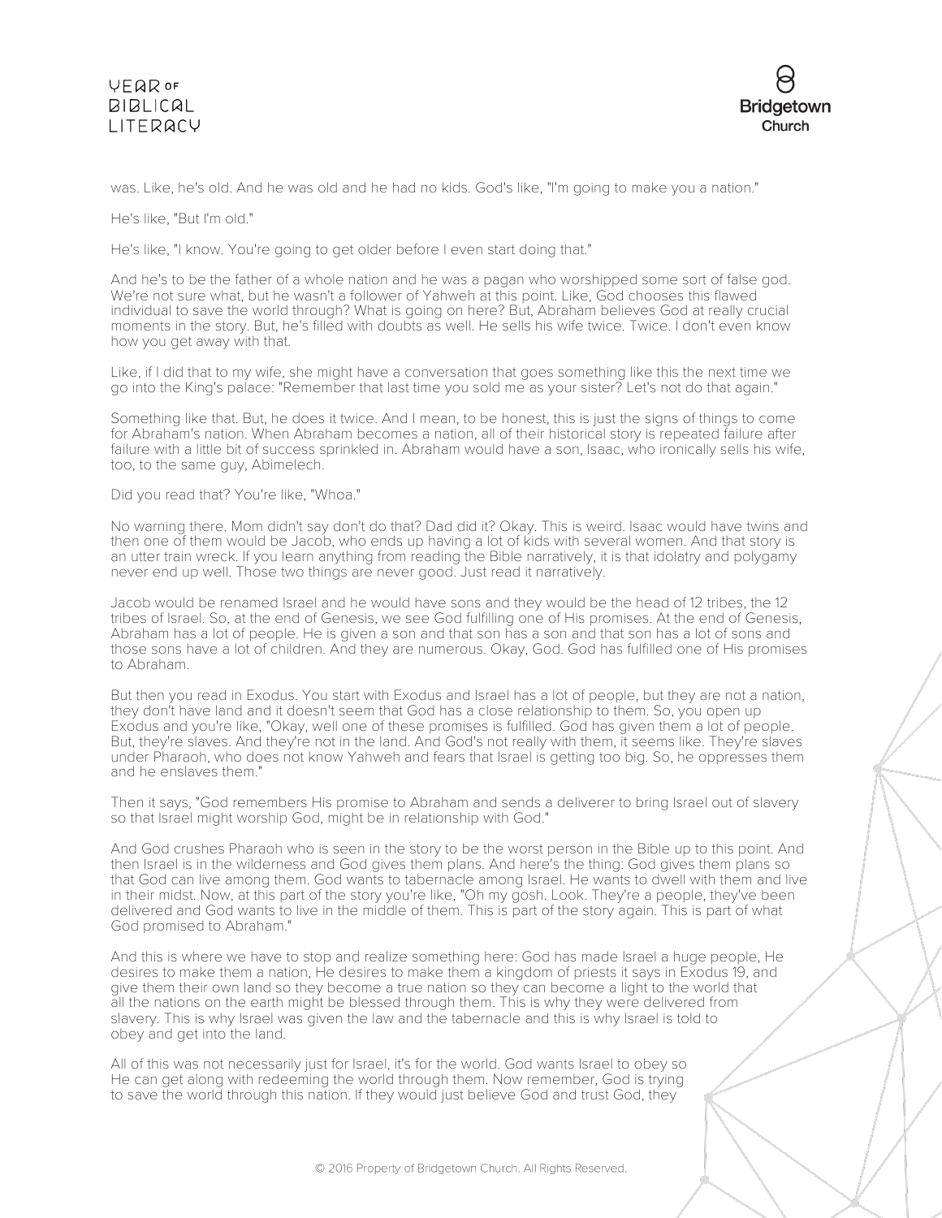was. Like, he's old. And he was old and he had no kids. God's like, "I'm going to make you a nation."

He's like, "But I'm old."

He's like, "I know. You're going to get older before I even start doing that."

And he's to be the father of a whole nation and he was a pagan who worshipped some sort of false god. We're not sure what, but he wasn't a follower of Yahweh at this point. Like, God chooses this flawed individual to save the world through? What is going on here? But, Abraham believes God at really crucial moments in the story. But, he's filled with doubts as well. He sells his wife twice. Twice. I don't even know how you get away with that.

Like, if I did that to my wife, she might have a conversation that goes something like this the next time we go into the King's palace: "Remember that last time you sold me as your sister? Let's not do that again."

Something like that. But, he does it twice. And I mean, to be honest, this is just the signs of things to come for Abraham's nation. When Abraham becomes a nation, all of their historical story is repeated failure after failure with a little bit of success sprinkled in. Abraham would have a son, Isaac, who ironically sells his wife, too, to the same guy, Abimelech.

Did you read that? You're like, "Whoa."

No warning there. Mom didn't say don't do that? Dad did it? Okay. This is weird. Isaac would have twins and then one of them would be Jacob, who ends up having a lot of kids with several women. And that story is an utter train wreck. If you learn anything from reading the Bible narratively, it is that idolatry and polygamy never end up well. Those two things are never good. Just read it narratively.

Jacob would be renamed Israel and he would have sons and they would be the head of 12 tribes, the 12 tribes of Israel. So, at the end of Genesis, we see God fulfilling one of His promises. At the end of Genesis, Abraham has a lot of people. He is given a son and that son has a son and that son has a lot of sons and those sons have a lot of children. And they are numerous. Okay, God. God has fulfilled one of His promises to Abraham.

But then you read in Exodus. You start with Exodus and Israel has a lot of people, but they are not a nation, they don't have land and it doesn't seem that God has a close relationship to them. So, you open up Exodus and you're like, "Okay, well one of these promises is fulfilled. God has given them a lot of people. But, they're slaves. And they're not in the land. And God's not really with them, it seems like. They're slaves under Pharaoh, who does not know Yahweh and fears that Israel is getting too big. So, he oppresses them and he enslaves them."

Then it says, "God remembers His promise to Abraham and sends a deliverer to bring Israel out of slavery so that Israel might worship God, might be in relationship with God."

And God crushes Pharaoh who is seen in the story to be the worst person in the Bible up to this point. And then Israel is in the wilderness and God gives them plans. And here's the thing: God gives them plans so that God can live among them. God wants to tabernacle among Israel. He wants to dwell with them and live in their midst. Now, at this part of the story you're like, "Oh my gosh. Look. They're a people, they've been delivered and God wants to live in the middle of them. This is part of the story again. This is part of what God promised to Abraham."

And this is where we have to stop and realize something here: God has made Israel a huge people, He desires to make them a nation, He desires to make them a kingdom of priests it says in Exodus 19, and give them their own land so they become a true nation so they can become a light to the world that all the nations on the earth might be blessed through them. This is why they were delivered from slavery. This is why Israel was given the law and the tabernacle and this is why Israel is told to obey and get into the land.

All of this was not necessarily just for Israel, it's for the world. God wants Israel to obey so He can get along with redeeming the world through them. Now remember, God is trying to save the world through this nation. If they would just believe God and trust God, they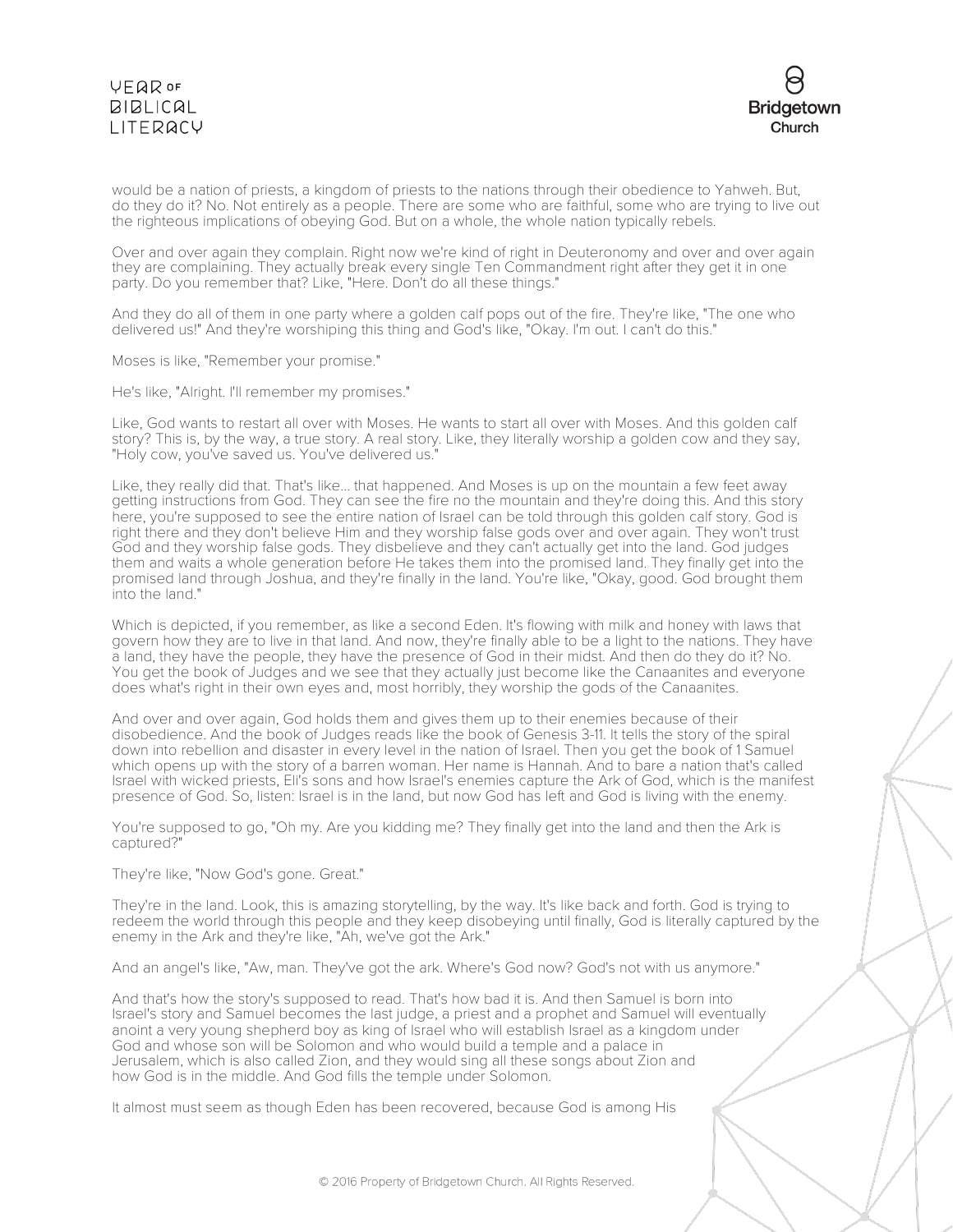would be a nation of priests, a kingdom of priests to the nations through their obedience to Yahweh. But, do they do it? No. Not entirely as a people. There are some who are faithful, some who are trying to live out the righteous implications of obeying God. But on a whole, the whole nation typically rebels.

Over and over again they complain. Right now we're kind of right in Deuteronomy and over and over again they are complaining. They actually break every single Ten Commandment right after they get it in one party. Do you remember that? Like, "Here. Don't do all these things."

And they do all of them in one party where a golden calf pops out of the fire. They're like, "The one who delivered us!" And they're worshiping this thing and God's like, "Okay. I'm out. I can't do this."

Moses is like, "Remember your promise."

He's like, "Alright. I'll remember my promises."

Like, God wants to restart all over with Moses. He wants to start all over with Moses. And this golden calf story? This is, by the way, a true story. A real story. Like, they literally worship a golden cow and they say, "Holy cow, you've saved us. You've delivered us."

Like, they really did that. That's like... that happened. And Moses is up on the mountain a few feet away getting instructions from God. They can see the fire no the mountain and they're doing this. And this story here, you're supposed to see the entire nation of Israel can be told through this golden calf story. God is right there and they don't believe Him and they worship false gods over and over again. They won't trust God and they worship false gods. They disbelieve and they can't actually get into the land. God judges them and waits a whole generation before He takes them into the promised land. They finally get into the promised land through Joshua, and they're finally in the land. You're like, "Okay, good. God brought them into the land."

Which is depicted, if you remember, as like a second Eden. It's flowing with milk and honey with laws that govern how they are to live in that land. And now, they're finally able to be a light to the nations. They have a land, they have the people, they have the presence of God in their midst. And then do they do it? No. You get the book of Judges and we see that they actually just become like the Canaanites and everyone does what's right in their own eyes and, most horribly, they worship the gods of the Canaanites.

And over and over again, God holds them and gives them up to their enemies because of their disobedience. And the book of Judges reads like the book of Genesis 3-11. It tells the story of the spiral down into rebellion and disaster in every level in the nation of Israel. Then you get the book of 1 Samuel which opens up with the story of a barren woman. Her name is Hannah. And to bare a nation that's called Israel with wicked priests, Eli's sons and how Israel's enemies capture the Ark of God, which is the manifest presence of God. So, listen: Israel is in the land, but now God has left and God is living with the enemy.

You're supposed to go, "Oh my. Are you kidding me? They finally get into the land and then the Ark is captured?"

They're like, "Now God's gone. Great."

They're in the land. Look, this is amazing storytelling, by the way. It's like back and forth. God is trying to redeem the world through this people and they keep disobeying until finally, God is literally captured by the enemy in the Ark and they're like, "Ah, we've got the Ark."

And an angel's like, "Aw, man. They've got the ark. Where's God now? God's not with us anymore."

And that's how the story's supposed to read. That's how bad it is. And then Samuel is born into Israel's story and Samuel becomes the last judge, a priest and a prophet and Samuel will eventually anoint a very young shepherd boy as king of Israel who will establish Israel as a kingdom under God and whose son will be Solomon and who would build a temple and a palace in Jerusalem, which is also called Zion, and they would sing all these songs about Zion and how God is in the middle. And God fills the temple under Solomon.

It almost must seem as though Eden has been recovered, because God is among His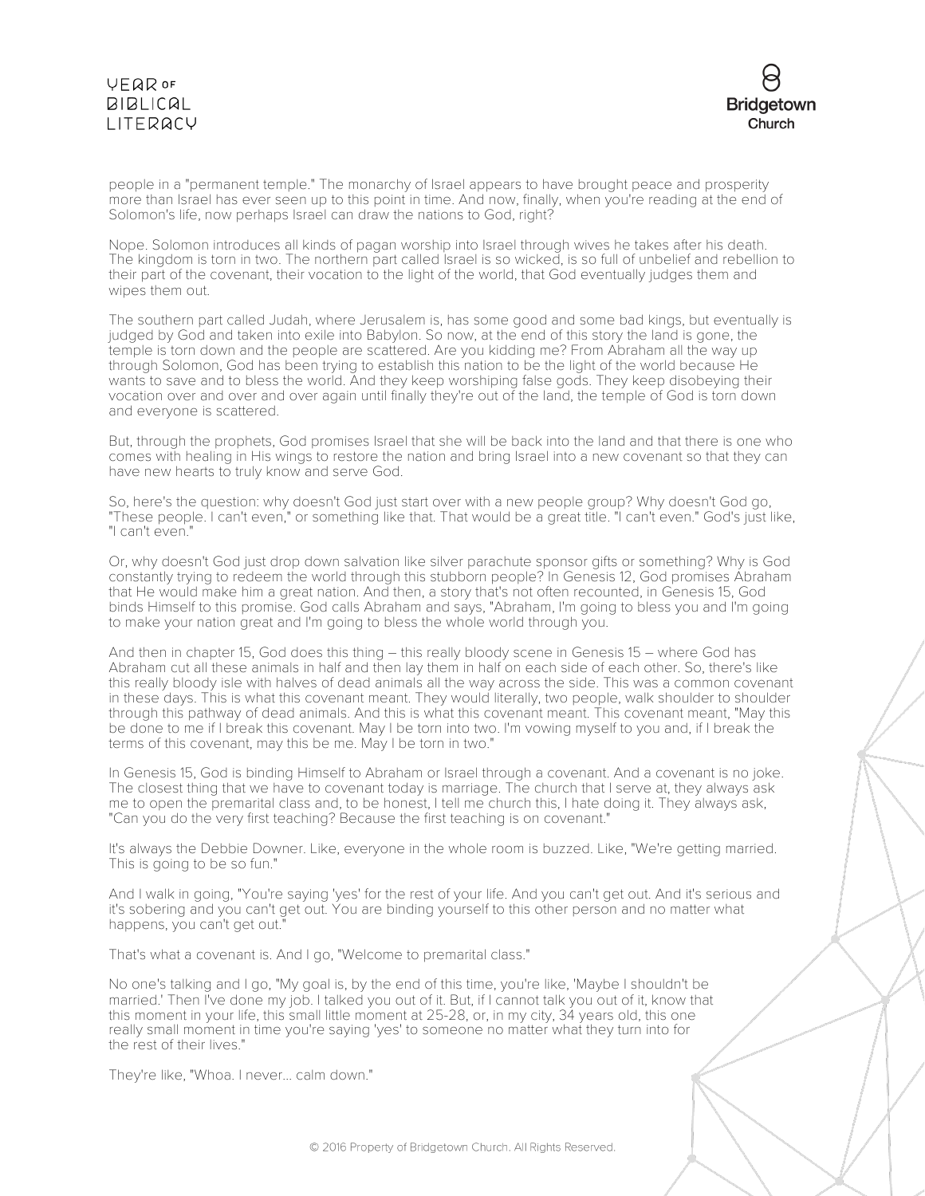people in a "permanent temple." The monarchy of Israel appears to have brought peace and prosperity more than Israel has ever seen up to this point in time. And now, finally, when you're reading at the end of Solomon's life, now perhaps Israel can draw the nations to God, right?

Nope. Solomon introduces all kinds of pagan worship into Israel through wives he takes after his death. The kingdom is torn in two. The northern part called Israel is so wicked, is so full of unbelief and rebellion to their part of the covenant, their vocation to the light of the world, that God eventually judges them and wipes them out.

The southern part called Judah, where Jerusalem is, has some good and some bad kings, but eventually is judged by God and taken into exile into Babylon. So now, at the end of this story the land is gone, the temple is torn down and the people are scattered. Are you kidding me? From Abraham all the way up through Solomon, God has been trying to establish this nation to be the light of the world because He wants to save and to bless the world. And they keep worshiping false gods. They keep disobeying their vocation over and over and over again until finally they're out of the land, the temple of God is torn down and everyone is scattered.

But, through the prophets, God promises Israel that she will be back into the land and that there is one who comes with healing in His wings to restore the nation and bring Israel into a new covenant so that they can have new hearts to truly know and serve God.

So, here's the question: why doesn't God just start over with a new people group? Why doesn't God go, "These people. I can't even," or something like that. That would be a great title. "I can't even." God's just like, "I can't even."

Or, why doesn't God just drop down salvation like silver parachute sponsor gifts or something? Why is God constantly trying to redeem the world through this stubborn people? In Genesis 12, God promises Abraham that He would make him a great nation. And then, a story that's not often recounted, in Genesis 15, God binds Himself to this promise. God calls Abraham and says, "Abraham, I'm going to bless you and I'm going to make your nation great and I'm going to bless the whole world through you.

And then in chapter 15, God does this thing – this really bloody scene in Genesis 15 – where God has Abraham cut all these animals in half and then lay them in half on each side of each other. So, there's like this really bloody isle with halves of dead animals all the way across the side. This was a common covenant in these days. This is what this covenant meant. They would literally, two people, walk shoulder to shoulder through this pathway of dead animals. And this is what this covenant meant. This covenant meant, "May this be done to me if I break this covenant. May I be torn into two. I'm vowing myself to you and, if I break the terms of this covenant, may this be me. May I be torn in two."

In Genesis 15, God is binding Himself to Abraham or Israel through a covenant. And a covenant is no joke. The closest thing that we have to covenant today is marriage. The church that I serve at, they always ask me to open the premarital class and, to be honest, I tell me church this, I hate doing it. They always ask, "Can you do the very first teaching? Because the first teaching is on covenant."

It's always the Debbie Downer. Like, everyone in the whole room is buzzed. Like, "We're getting married. This is going to be so fun."

And I walk in going, "You're saying 'yes' for the rest of your life. And you can't get out. And it's serious and it's sobering and you can't get out. You are binding yourself to this other person and no matter what happens, you can't get out."

That's what a covenant is. And I go, "Welcome to premarital class."

No one's talking and I go, "My goal is, by the end of this time, you're like, 'Maybe I shouldn't be married.' Then I've done my job. I talked you out of it. But, if I cannot talk you out of it, know that this moment in your life, this small little moment at 25-28, or, in my city, 34 years old, this one really small moment in time you're saying 'yes' to someone no matter what they turn into for the rest of their lives."

They're like, "Whoa. I never... calm down."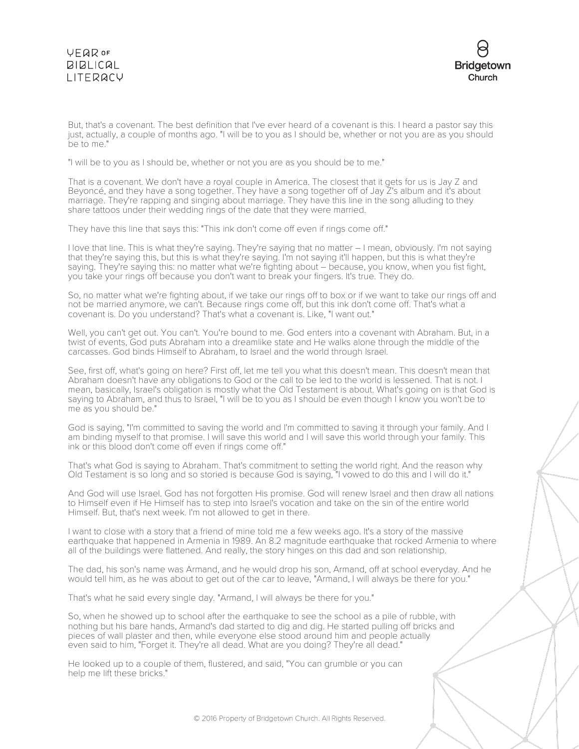But, that's a covenant. The best definition that I've ever heard of a covenant is this. I heard a pastor say this just, actually, a couple of months ago. "I will be to you as I should be, whether or not you are as you should be to me."

"I will be to you as I should be, whether or not you are as you should be to me."

That is a covenant. We don't have a royal couple in America. The closest that it gets for us is Jay Z and Beyoncé, and they have a song together. They have a song together off of Jay Z's album and it's about marriage. They're rapping and singing about marriage. They have this line in the song alluding to they share tattoos under their wedding rings of the date that they were married.

They have this line that says this: "This ink don't come off even if rings come off."

I love that line. This is what they're saying. They're saying that no matter – I mean, obviously. I'm not saying that they're saying this, but this is what they're saying. I'm not saying it'll happen, but this is what they're saying. They're saying this: no matter what we're fighting about – because, you know, when you fist fight, you take your rings off because you don't want to break your fingers. It's true. They do.

So, no matter what we're fighting about, if we take our rings off to box or if we want to take our rings off and not be married anymore, we can't. Because rings come off, but this ink don't come off. That's what a covenant is. Do you understand? That's what a covenant is. Like, "I want out."

Well, you can't get out. You can't. You're bound to me. God enters into a covenant with Abraham. But, in a twist of events, God puts Abraham into a dreamlike state and He walks alone through the middle of the carcasses. God binds Himself to Abraham, to Israel and the world through Israel.

See, first off, what's going on here? First off, let me tell you what this doesn't mean. This doesn't mean that Abraham doesn't have any obligations to God or the call to be led to the world is lessened. That is not. I mean, basically, Israel's obligation is mostly what the Old Testament is about. What's going on is that God is saying to Abraham, and thus to Israel, "I will be to you as I should be even though I know you won't be to me as you should be."

God is saying, "I'm committed to saving the world and I'm committed to saving it through your family. And I am binding myself to that promise. I will save this world and I will save this world through your family. This ink or this blood don't come off even if rings come off."

That's what God is saying to Abraham. That's commitment to setting the world right. And the reason why Old Testament is so long and so storied is because God is saying, "I vowed to do this and I will do it."

And God will use Israel. God has not forgotten His promise. God will renew Israel and then draw all nations to Himself even if He Himself has to step into Israel's vocation and take on the sin of the entire world Himself. But, that's next week. I'm not allowed to get in there.

I want to close with a story that a friend of mine told me a few weeks ago. It's a story of the massive earthquake that happened in Armenia in 1989. An 8.2 magnitude earthquake that rocked Armenia to where all of the buildings were flattened. And really, the story hinges on this dad and son relationship.

The dad, his son's name was Armand, and he would drop his son, Armand, off at school everyday. And he would tell him, as he was about to get out of the car to leave, "Armand, I will always be there for you."

That's what he said every single day. "Armand, I will always be there for you."

So, when he showed up to school after the earthquake to see the school as a pile of rubble, with nothing but his bare hands, Armand's dad started to dig and dig. He started pulling off bricks and pieces of wall plaster and then, while everyone else stood around him and people actually even said to him, "Forget it. They're all dead. What are you doing? They're all dead."

He looked up to a couple of them, flustered, and said, "You can grumble or you can help me lift these bricks."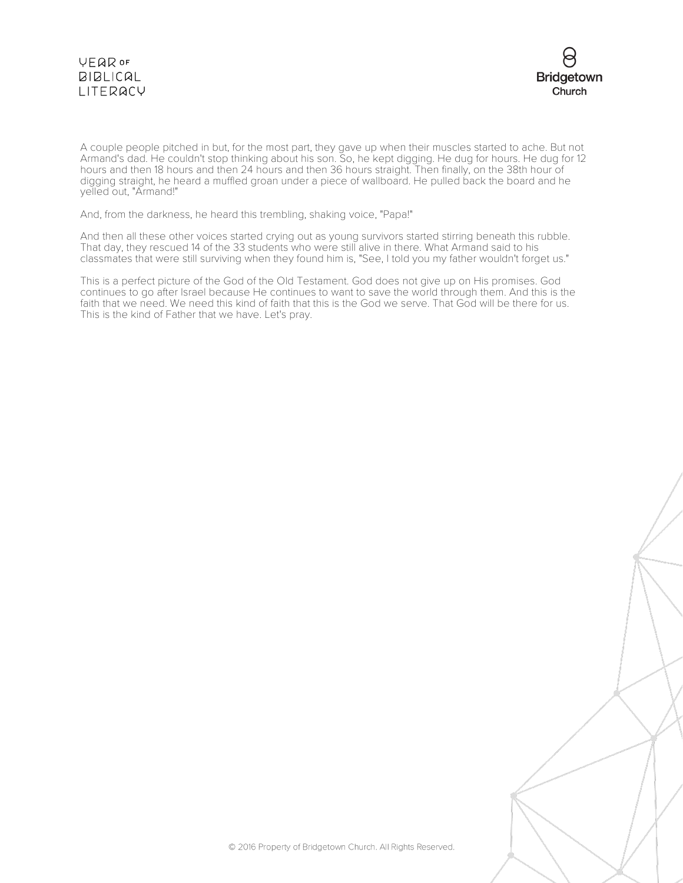A couple people pitched in but, for the most part, they gave up when their muscles started to ache. But not Armand's dad. He couldn't stop thinking about his son. So, he kept digging. He dug for hours. He dug for 12 hours and then 18 hours and then 24 hours and then 36 hours straight. Then finally, on the 38th hour of digging straight, he heard a muffled groan under a piece of wallboard. He pulled back the board and he yelled out, "Armand!"

And, from the darkness, he heard this trembling, shaking voice, "Papa!"

And then all these other voices started crying out as young survivors started stirring beneath this rubble. That day, they rescued 14 of the 33 students who were still alive in there. What Armand said to his classmates that were still surviving when they found him is, "See, I told you my father wouldn't forget us."

This is a perfect picture of the God of the Old Testament. God does not give up on His promises. God continues to go after Israel because He continues to want to save the world through them. And this is the faith that we need. We need this kind of faith that this is the God we serve. That God will be there for us. This is the kind of Father that we have. Let's pray.